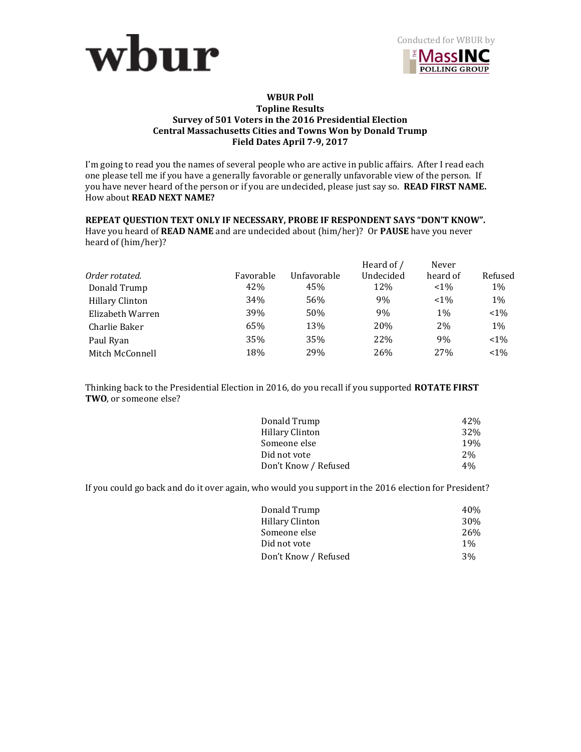wbur

Conducted for WBUR by THE MassINC POLLING GROUP

**WBUR Poll**
**Topline Results**
**Survey of 501 Voters in the 2016 Presidential Election**
**Central Massachusetts Cities and Towns Won by Donald Trump**
**Field Dates April 7-9, 2017**

I'm going to read you the names of several people who are active in public affairs. After I read each one please tell me if you have a generally favorable or generally unfavorable view of the person. If you have never heard of the person or if you are undecided, please just say so. **READ FIRST NAME.** How about **READ NEXT NAME?**

**REPEAT QUESTION TEXT ONLY IF NECESSARY, PROBE IF RESPONDENT SAYS "DON'T KNOW".** Have you heard of **READ NAME** and are undecided about (him/her)? Or **PAUSE** have you never heard of (him/her)?

| *Order rotated.* | Favorable | Unfavorable | Heard of / Undecided | Never heard of | Refused |
|---|---|---|---|---|---|
| Donald Trump | 42% | 45% | 12% | <1% | 1% |
| Hillary Clinton | 34% | 56% | 9% | <1% | 1% |
| Elizabeth Warren | 39% | 50% | 9% | 1% | <1% |
| Charlie Baker | 65% | 13% | 20% | 2% | 1% |
| Paul Ryan | 35% | 35% | 22% | 9% | <1% |
| Mitch McConnell | 18% | 29% | 26% | 27% | <1% |

Thinking back to the Presidential Election in 2016, do you recall if you supported **ROTATE FIRST TWO**, or someone else?

| | |
|---|---|
| Donald Trump | 42% |
| Hillary Clinton | 32% |
| Someone else | 19% |
| Did not vote | 2% |
| Don't Know / Refused | 4% |

If you could go back and do it over again, who would you support in the 2016 election for President?

| | |
|---|---|
| Donald Trump | 40% |
| Hillary Clinton | 30% |
| Someone else | 26% |
| Did not vote | 1% |
| Don't Know / Refused | 3% |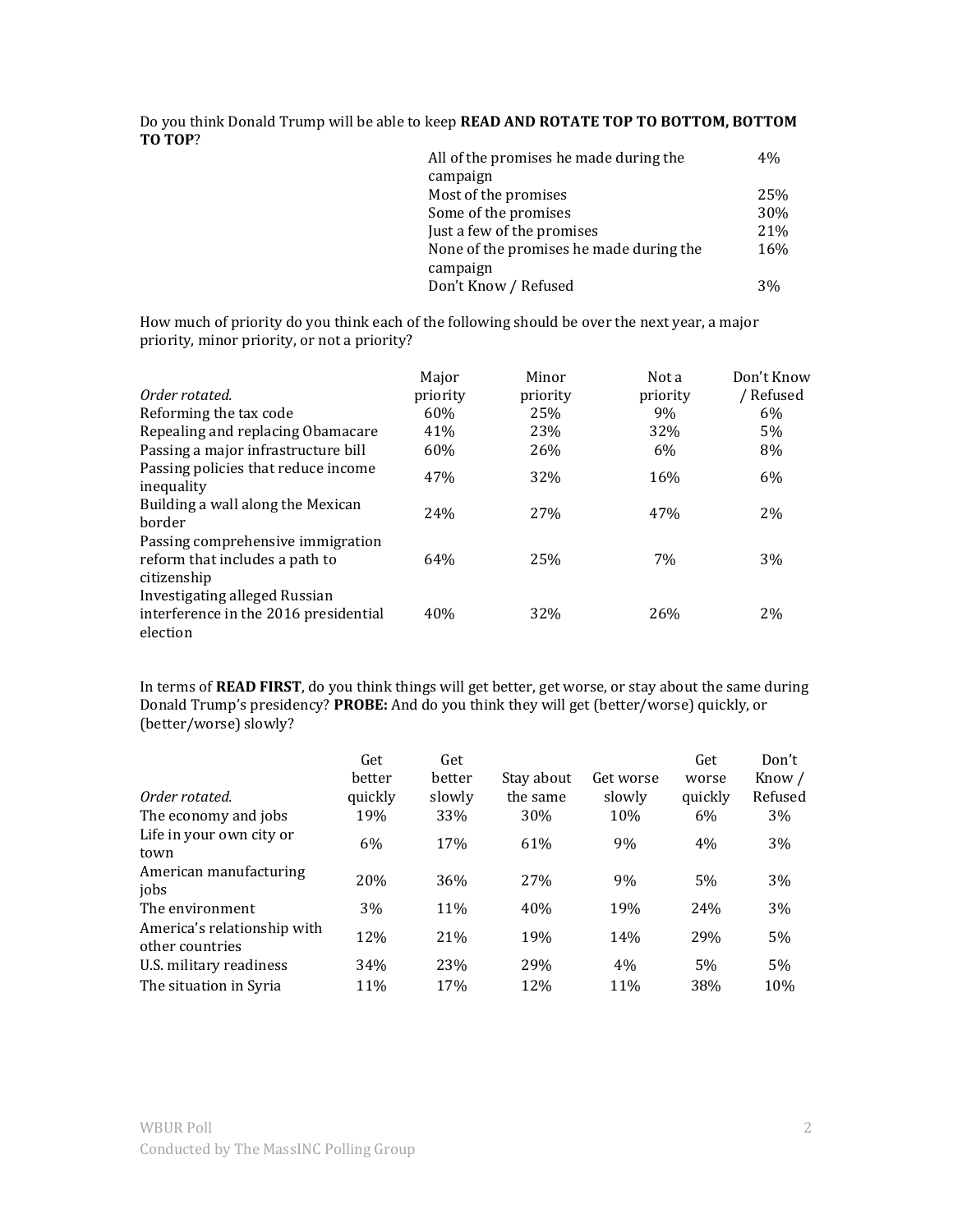Do you think Donald Trump will be able to keep **READ AND ROTATE TOP TO BOTTOM, BOTTOM TO TOP**?

| | |
|---|---|
| All of the promises he made during the campaign | 4% |
| Most of the promises | 25% |
| Some of the promises | 30% |
| Just a few of the promises | 21% |
| None of the promises he made during the campaign | 16% |
| Don't Know / Refused | 3% |

How much of priority do you think each of the following should be over the next year, a major priority, minor priority, or not a priority?

| *Order rotated.* | Major priority | Minor priority | Not a priority | Don't Know / Refused |
|---|---|---|---|---|
| Reforming the tax code | 60% | 25% | 9% | 6% |
| Repealing and replacing Obamacare | 41% | 23% | 32% | 5% |
| Passing a major infrastructure bill | 60% | 26% | 6% | 8% |
| Passing policies that reduce income inequality | 47% | 32% | 16% | 6% |
| Building a wall along the Mexican border | 24% | 27% | 47% | 2% |
| Passing comprehensive immigration reform that includes a path to citizenship | 64% | 25% | 7% | 3% |
| Investigating alleged Russian interference in the 2016 presidential election | 40% | 32% | 26% | 2% |

In terms of **READ FIRST**, do you think things will get better, get worse, or stay about the same during Donald Trump's presidency? **PROBE:** And do you think they will get (better/worse) quickly, or (better/worse) slowly?

| *Order rotated.* | Get better quickly | Get better slowly | Stay about the same | Get worse slowly | Get worse quickly | Don't Know / Refused |
|---|---|---|---|---|---|---|
| The economy and jobs | 19% | 33% | 30% | 10% | 6% | 3% |
| Life in your own city or town | 6% | 17% | 61% | 9% | 4% | 3% |
| American manufacturing jobs | 20% | 36% | 27% | 9% | 5% | 3% |
| The environment | 3% | 11% | 40% | 19% | 24% | 3% |
| America's relationship with other countries | 12% | 21% | 19% | 14% | 29% | 5% |
| U.S. military readiness | 34% | 23% | 29% | 4% | 5% | 5% |
| The situation in Syria | 11% | 17% | 12% | 11% | 38% | 10% |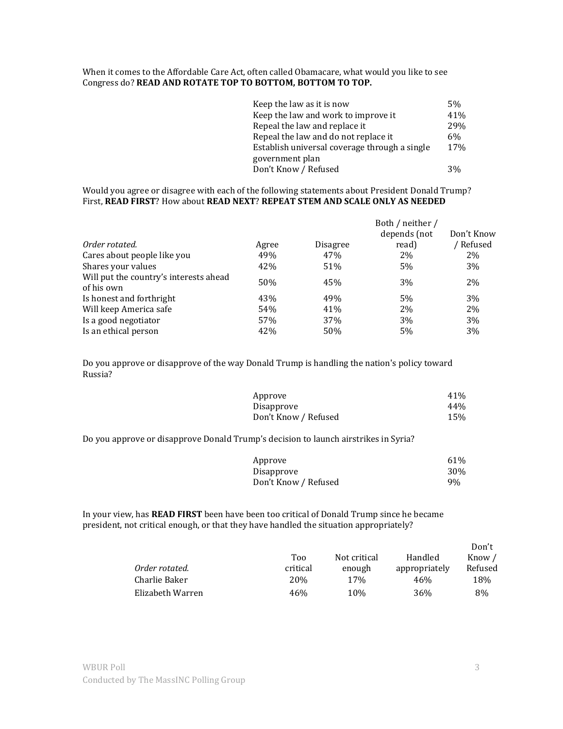When it comes to the Affordable Care Act, often called Obamacare, what would you like to see Congress do? **READ AND ROTATE TOP TO BOTTOM, BOTTOM TO TOP.**

| | |
|---|---|
| Keep the law as it is now | 5% |
| Keep the law and work to improve it | 41% |
| Repeal the law and replace it | 29% |
| Repeal the law and do not replace it | 6% |
| Establish universal coverage through a single government plan | 17% |
| Don't Know / Refused | 3% |

Would you agree or disagree with each of the following statements about President Donald Trump? First, **READ FIRST**? How about **READ NEXT**? **REPEAT STEM AND SCALE ONLY AS NEEDED**

| *Order rotated.* | Agree | Disagree | Both / neither / depends (not read) | Don't Know / Refused |
|---|---|---|---|---|
| Cares about people like you | 49% | 47% | 2% | 2% |
| Shares your values | 42% | 51% | 5% | 3% |
| Will put the country's interests ahead of his own | 50% | 45% | 3% | 2% |
| Is honest and forthright | 43% | 49% | 5% | 3% |
| Will keep America safe | 54% | 41% | 2% | 2% |
| Is a good negotiator | 57% | 37% | 3% | 3% |
| Is an ethical person | 42% | 50% | 5% | 3% |

Do you approve or disapprove of the way Donald Trump is handling the nation's policy toward Russia?

| | |
|---|---|
| Approve | 41% |
| Disapprove | 44% |
| Don't Know / Refused | 15% |

Do you approve or disapprove Donald Trump's decision to launch airstrikes in Syria?

| | |
|---|---|
| Approve | 61% |
| Disapprove | 30% |
| Don't Know / Refused | 9% |

In your view, has **READ FIRST** been have been too critical of Donald Trump since he became president, not critical enough, or that they have handled the situation appropriately?

| *Order rotated.* | Too critical | Not critical enough | Handled appropriately | Don't Know / Refused |
|---|---|---|---|---|
| Charlie Baker | 20% | 17% | 46% | 18% |
| Elizabeth Warren | 46% | 10% | 36% | 8% |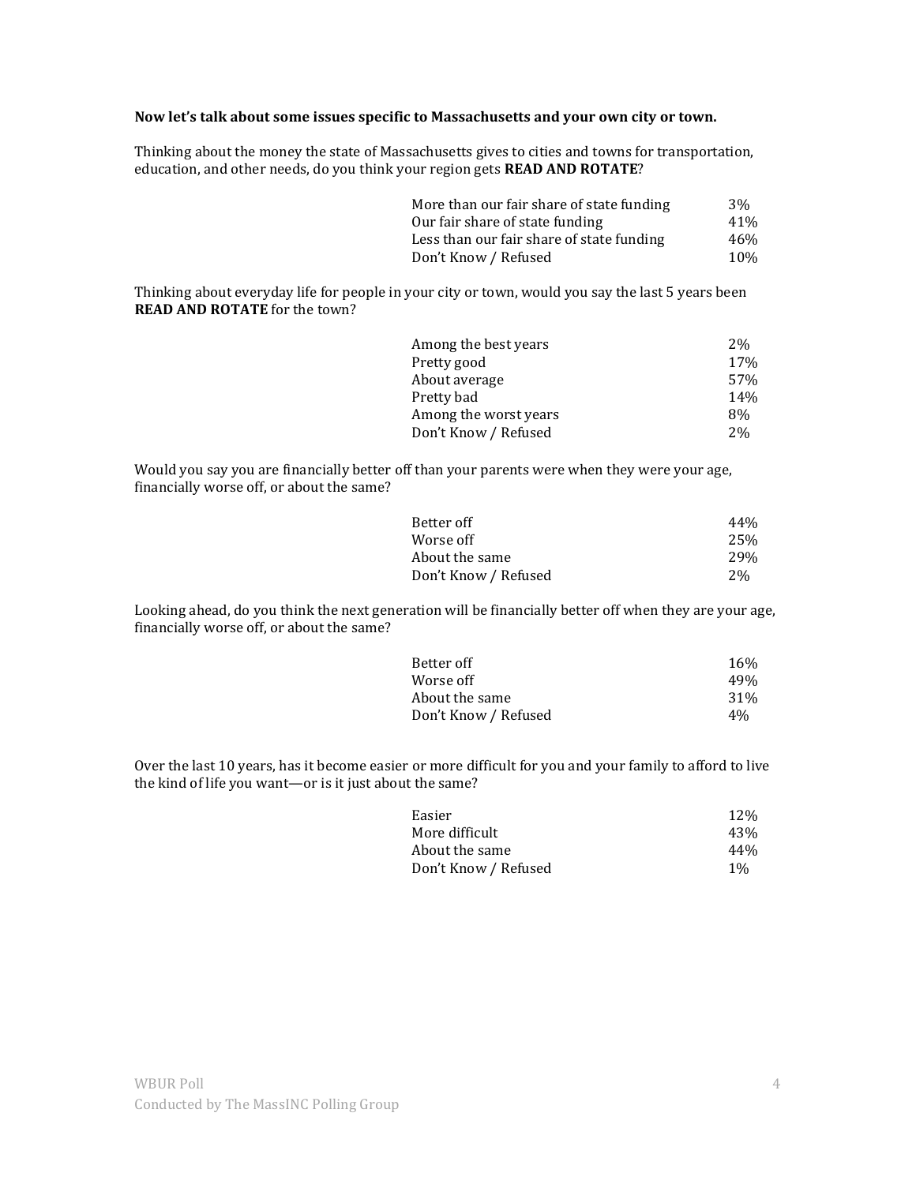**Now let's talk about some issues specific to Massachusetts and your own city or town.**

Thinking about the money the state of Massachusetts gives to cities and towns for transportation, education, and other needs, do you think your region gets **READ AND ROTATE**?

| | |
|---|---|
| More than our fair share of state funding | 3% |
| Our fair share of state funding | 41% |
| Less than our fair share of state funding | 46% |
| Don't Know / Refused | 10% |

Thinking about everyday life for people in your city or town, would you say the last 5 years been **READ AND ROTATE** for the town?

| | |
|---|---|
| Among the best years | 2% |
| Pretty good | 17% |
| About average | 57% |
| Pretty bad | 14% |
| Among the worst years | 8% |
| Don't Know / Refused | 2% |

Would you say you are financially better off than your parents were when they were your age, financially worse off, or about the same?

| | |
|---|---|
| Better off | 44% |
| Worse off | 25% |
| About the same | 29% |
| Don't Know / Refused | 2% |

Looking ahead, do you think the next generation will be financially better off when they are your age, financially worse off, or about the same?

| | |
|---|---|
| Better off | 16% |
| Worse off | 49% |
| About the same | 31% |
| Don't Know / Refused | 4% |

Over the last 10 years, has it become easier or more difficult for you and your family to afford to live the kind of life you want—or is it just about the same?

| | |
|---|---|
| Easier | 12% |
| More difficult | 43% |
| About the same | 44% |
| Don't Know / Refused | 1% |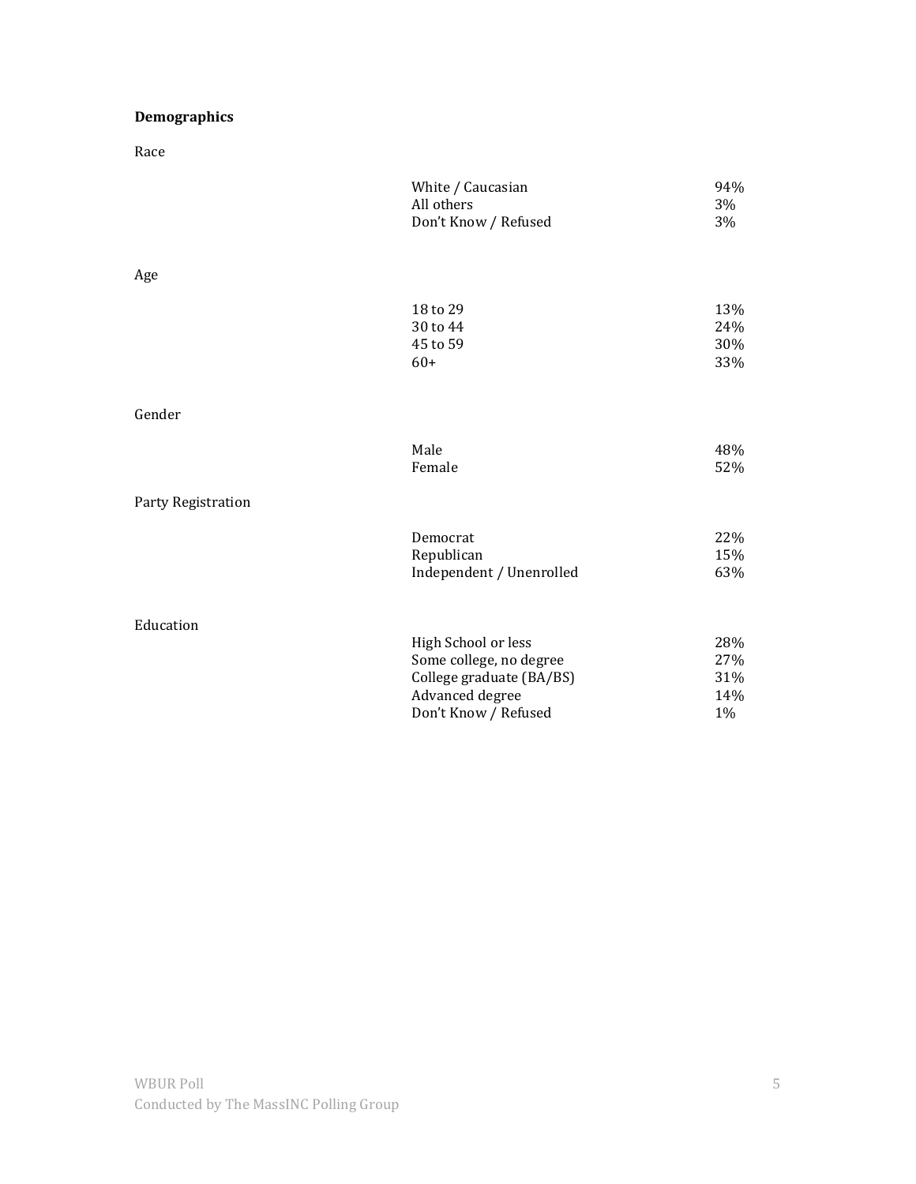**Demographics**

Race

| | | |
|---|---|---|
| | White / Caucasian | 94% |
| | All others | 3% |
| | Don't Know / Refused | 3% |

Age

| | | |
|---|---|---|
| | 18 to 29 | 13% |
| | 30 to 44 | 24% |
| | 45 to 59 | 30% |
| | 60+ | 33% |

Gender

| | | |
|---|---|---|
| | Male | 48% |
| | Female | 52% |

Party Registration

| | | |
|---|---|---|
| | Democrat | 22% |
| | Republican | 15% |
| | Independent / Unenrolled | 63% |

Education

| | | |
|---|---|---|
| | High School or less | 28% |
| | Some college, no degree | 27% |
| | College graduate (BA/BS) | 31% |
| | Advanced degree | 14% |
| | Don't Know / Refused | 1% |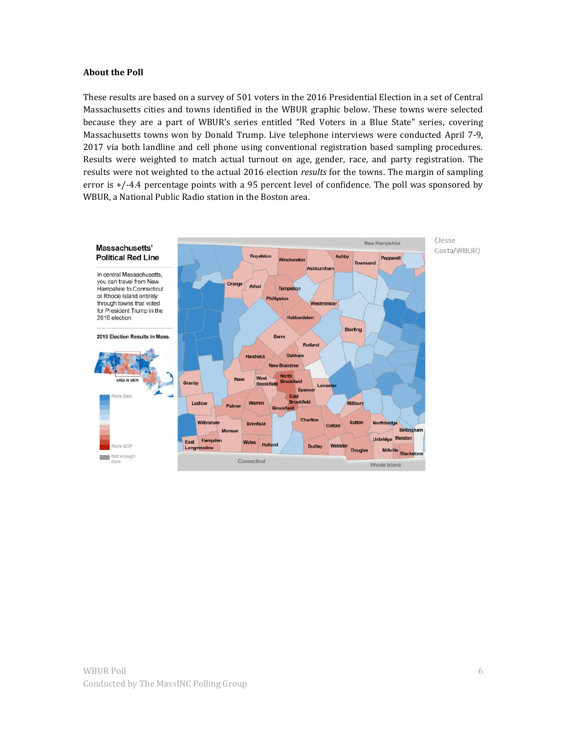**About the Poll**

These results are based on a survey of 501 voters in the 2016 Presidential Election in a set of Central Massachusetts cities and towns identified in the WBUR graphic below. These towns were selected because they are a part of WBUR's series entitled "Red Voters in a Blue State" series, covering Massachusetts towns won by Donald Trump. Live telephone interviews were conducted April 7-9, 2017 via both landline and cell phone using conventional registration based sampling procedures. Results were weighted to match actual turnout on age, gender, race, and party registration. The results were not weighted to the actual 2016 election *results* for the towns. The margin of sampling error is +/-4.4 percentage points with a 95 percent level of confidence. The poll was sponsored by WBUR, a National Public Radio station in the Boston area.

Massachusetts' Political Red Line

In central Massachusetts, you can travel from New Hampshire to Connecticut or Rhode Island entirely through towns that voted for President Trump in the 2016 election.

2016 Election Results In Mass.

AREA IN VIEW

More Dem

More GOP

Not enough data

New Hampshire

Connecticut

Rhode Island

Royalston, Winchendon, Ashby, Townsend, Pepperell, Ashburnham, Orange, Athol, Templeton, Phillipston, Westminster, Hubbardston, Sterling, Barre, Rutland, Hardwick, Oakham, New Braintree, Ware, West Brookfield, North Brookfield, Leicester, Spencer, Granby, East Brookfield, Ludlow, Palmer, Warren, Brookfield, Millbury, Wilbraham, Brimfield, Charlton, Oxford, Sutton, Northbridge, Monson, Bellingham, East Longmeadow, Hampden, Wales, Holland, Dudley, Webster, Douglas, Uxbridge, Mendon, Millville, Blackstone

(Jesse Costa/WBUR)